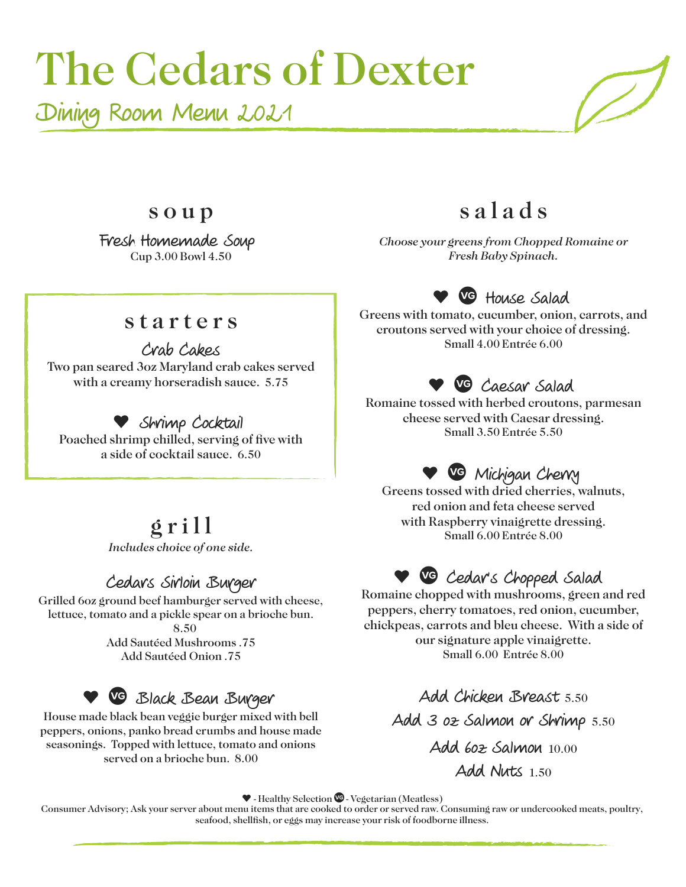# The Cedars of Dexter

## Dining Room Menu 2021

## soup

**Fresh Homemade Soup**
Cup 3.00 Bowl 4.50

## starters

**Crab Cakes**
Two pan seared 3oz Maryland crab cakes served with a creamy horseradish sauce. 5.75

**♥ Shrimp Cocktail**
Poached shrimp chilled, serving of five with a side of cocktail sauce. 6.50

## grill

*Includes choice of one side.*

**Cedars Sirloin Burger**
Grilled 6oz ground beef hamburger served with cheese, lettuce, tomato and a pickle spear on a brioche bun.
8.50
Add Sautéed Mushrooms .75
Add Sautéed Onion .75

**♥ VG Black Bean Burger**
House made black bean veggie burger mixed with bell peppers, onions, panko bread crumbs and house made seasonings. Topped with lettuce, tomato and onions served on a brioche bun. 8.00

## salads

*Choose your greens from Chopped Romaine or Fresh Baby Spinach.*

**♥ VG House Salad**
Greens with tomato, cucumber, onion, carrots, and croutons served with your choice of dressing.
Small 4.00 Entrée 6.00

**♥ VG Caesar Salad**
Romaine tossed with herbed croutons, parmesan cheese served with Caesar dressing.
Small 3.50 Entrée 5.50

**♥ VG Michigan Cherry**
Greens tossed with dried cherries, walnuts, red onion and feta cheese served with Raspberry vinaigrette dressing.
Small 6.00 Entrée 8.00

**♥ VG Cedar's Chopped Salad**
Romaine chopped with mushrooms, green and red peppers, cherry tomatoes, red onion, cucumber, chickpeas, carrots and bleu cheese. With a side of our signature apple vinaigrette.
Small 6.00 Entrée 8.00

**Add Chicken Breast** 5.50
**Add 3 oz Salmon or Shrimp** 5.50
**Add 6oz Salmon** 10.00
**Add Nuts** 1.50

♥ - Healthy Selection VG - Vegetarian (Meatless)

Consumer Advisory; Ask your server about menu items that are cooked to order or served raw. Consuming raw or undercooked meats, poultry, seafood, shellfish, or eggs may increase your risk of foodborne illness.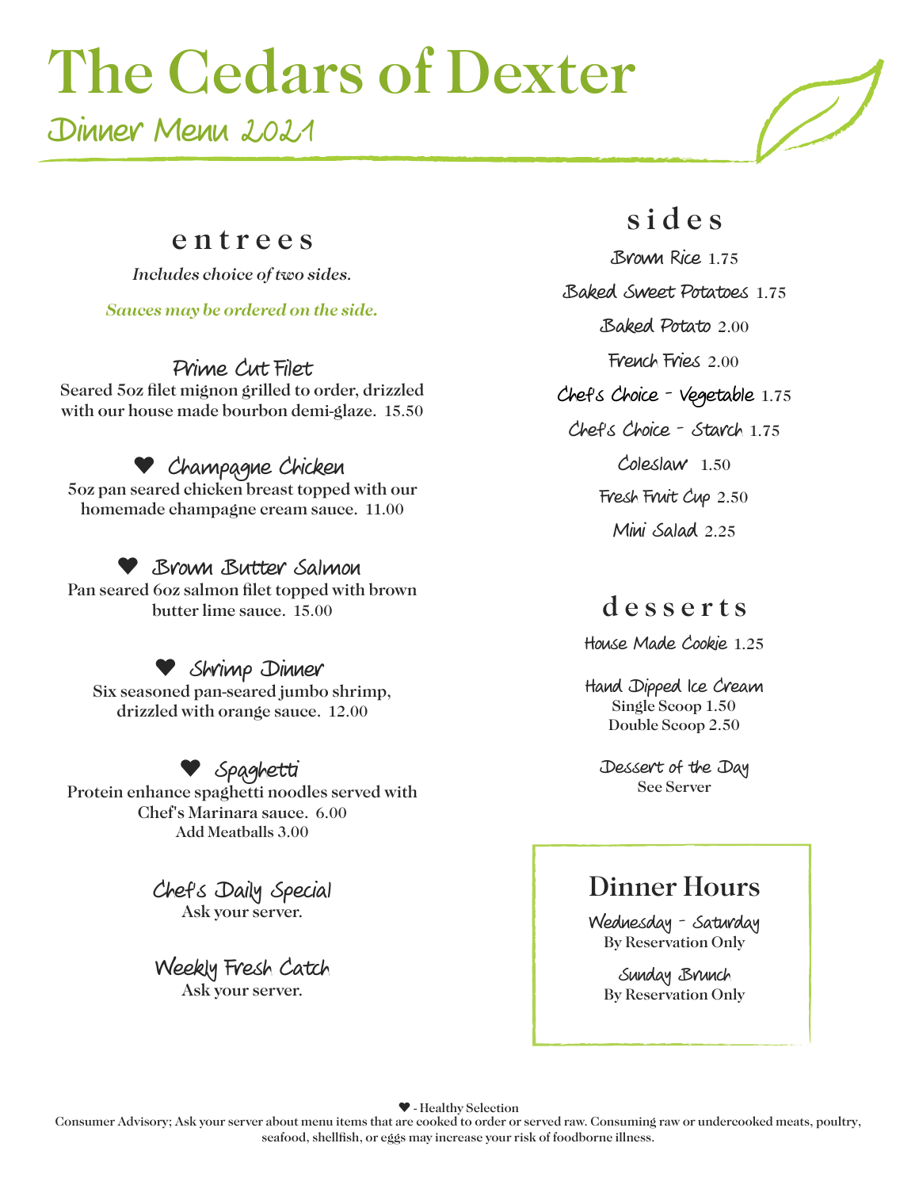# The Cedars of Dexter

## Dinner Menu 2021

## entrees

*Includes choice of two sides.*

*Sauces may be ordered on the side.*

### Prime Cut Filet

Seared 5oz filet mignon grilled to order, drizzled with our house made bourbon demi-glaze. 15.50

### ❤ Champagne Chicken

5oz pan seared chicken breast topped with our homemade champagne cream sauce. 11.00

### ❤ Brown Butter Salmon

Pan seared 6oz salmon filet topped with brown butter lime sauce. 15.00

### ❤ Shrimp Dinner

Six seasoned pan-seared jumbo shrimp, drizzled with orange sauce. 12.00

### ❤ Spaghetti

Protein enhance spaghetti noodles served with Chef's Marinara sauce. 6.00
Add Meatballs 3.00

### Chef's Daily Special

Ask your server.

### Weekly Fresh Catch

Ask your server.

## sides

Brown Rice 1.75

Baked Sweet Potatoes 1.75

Baked Potato 2.00

French Fries 2.00

Chef's Choice - Vegetable 1.75

Chef's Choice - Starch 1.75

Coleslaw 1.50

Fresh Fruit Cup 2.50

Mini Salad 2.25

## desserts

House Made Cookie 1.25

Hand Dipped Ice Cream
Single Scoop 1.50
Double Scoop 2.50

Dessert of the Day
See Server

## Dinner Hours

Wednesday - Saturday
By Reservation Only

Sunday Brunch
By Reservation Only

❤ - Healthy Selection

Consumer Advisory; Ask your server about menu items that are cooked to order or served raw. Consuming raw or undercooked meats, poultry, seafood, shellfish, or eggs may increase your risk of foodborne illness.